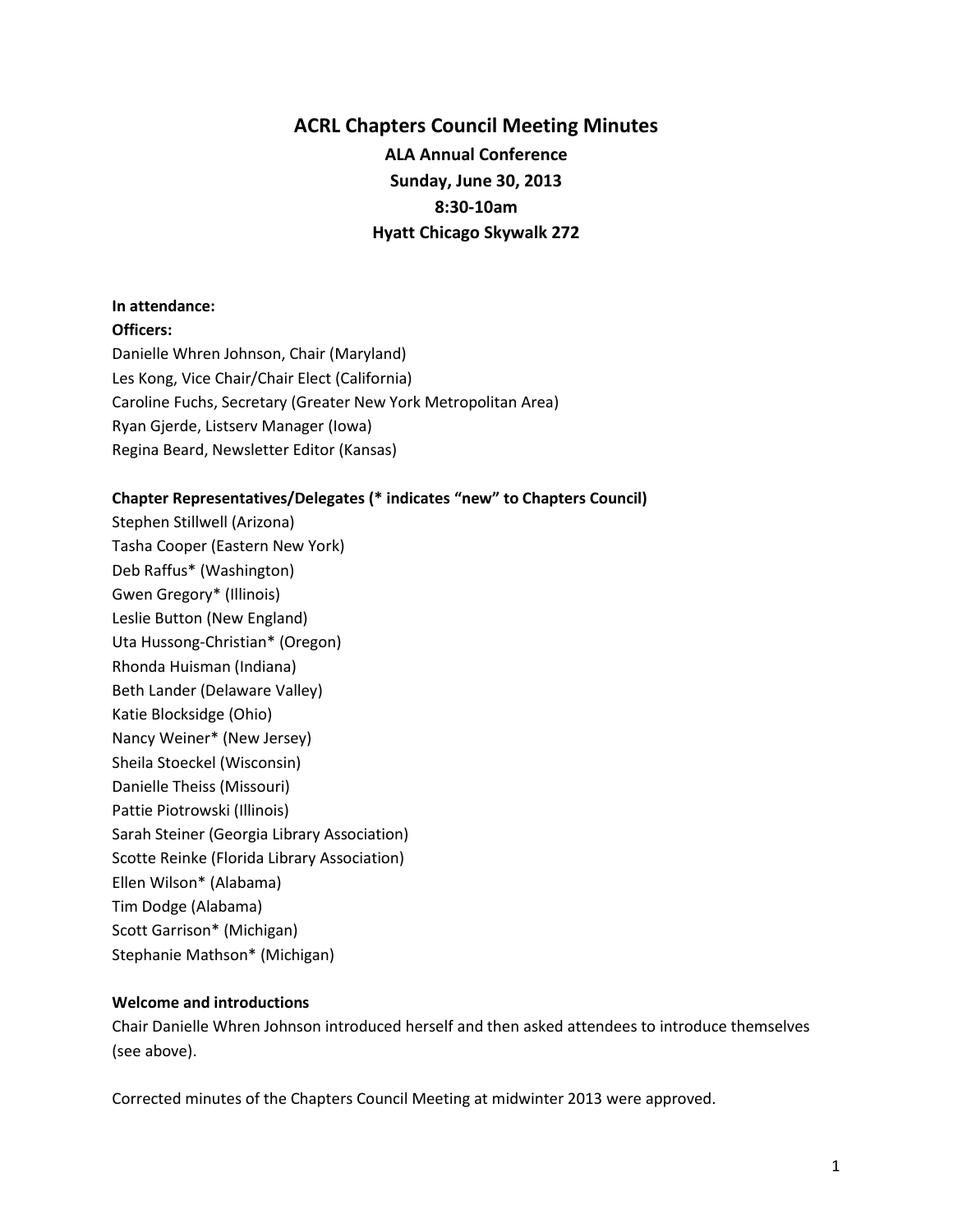# ACRL Chapters Council Meeting Minutes

**ALA Annual Conference**
**Sunday, June 30, 2013**
**8:30-10am**
**Hyatt Chicago Skywalk 272**

**In attendance:**

**Officers:**

Danielle Whren Johnson, Chair (Maryland)
Les Kong, Vice Chair/Chair Elect (California)
Caroline Fuchs, Secretary (Greater New York Metropolitan Area)
Ryan Gjerde, Listserv Manager (Iowa)
Regina Beard, Newsletter Editor (Kansas)

**Chapter Representatives/Delegates (* indicates "new" to Chapters Council)**

Stephen Stillwell (Arizona)
Tasha Cooper (Eastern New York)
Deb Raffus* (Washington)
Gwen Gregory* (Illinois)
Leslie Button (New England)
Uta Hussong-Christian* (Oregon)
Rhonda Huisman (Indiana)
Beth Lander (Delaware Valley)
Katie Blocksidge (Ohio)
Nancy Weiner* (New Jersey)
Sheila Stoeckel (Wisconsin)
Danielle Theiss (Missouri)
Pattie Piotrowski (Illinois)
Sarah Steiner (Georgia Library Association)
Scotte Reinke (Florida Library Association)
Ellen Wilson* (Alabama)
Tim Dodge (Alabama)
Scott Garrison* (Michigan)
Stephanie Mathson* (Michigan)

**Welcome and introductions**

Chair Danielle Whren Johnson introduced herself and then asked attendees to introduce themselves (see above).

Corrected minutes of the Chapters Council Meeting at midwinter 2013 were approved.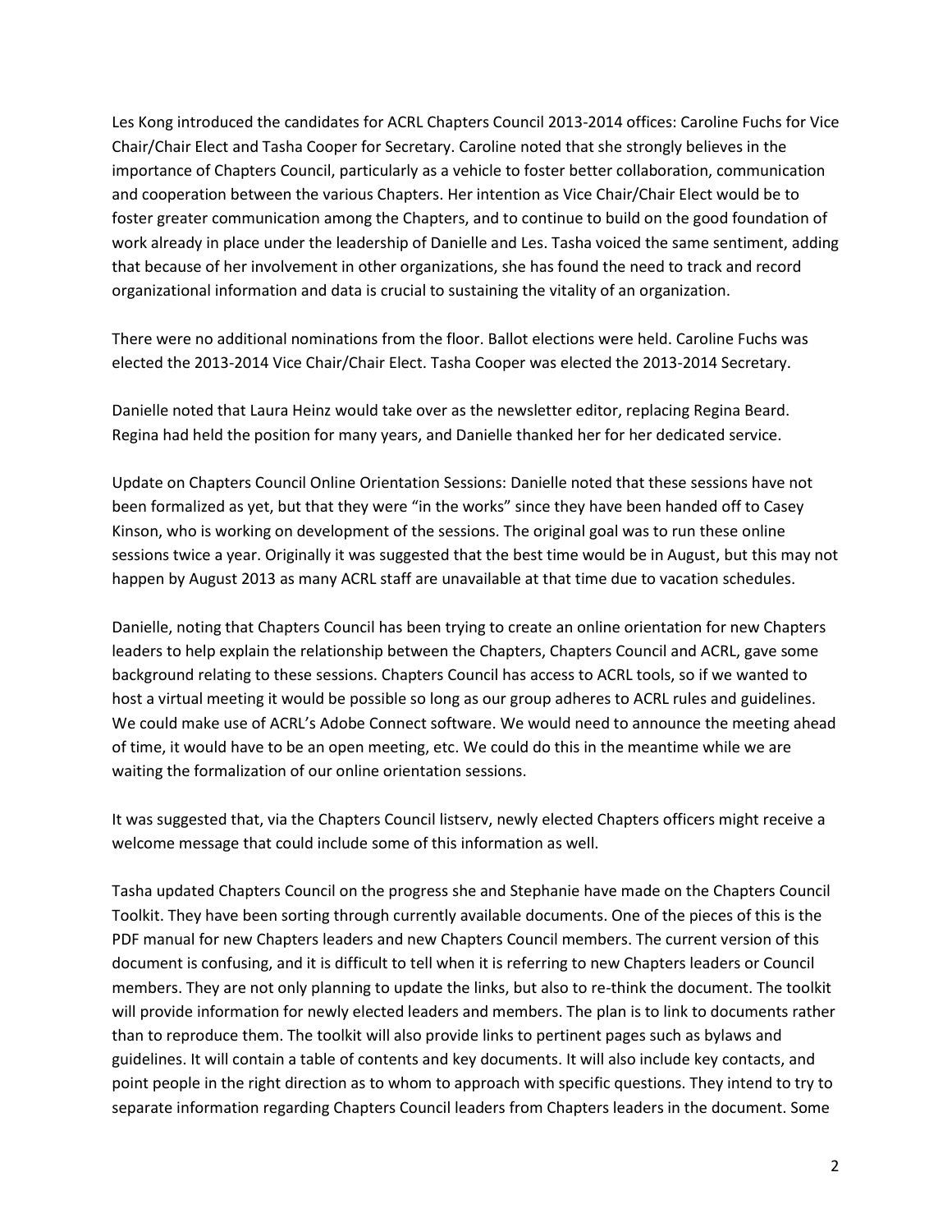Les Kong introduced the candidates for ACRL Chapters Council 2013-2014 offices: Caroline Fuchs for Vice Chair/Chair Elect and Tasha Cooper for Secretary. Caroline noted that she strongly believes in the importance of Chapters Council, particularly as a vehicle to foster better collaboration, communication and cooperation between the various Chapters. Her intention as Vice Chair/Chair Elect would be to foster greater communication among the Chapters, and to continue to build on the good foundation of work already in place under the leadership of Danielle and Les. Tasha voiced the same sentiment, adding that because of her involvement in other organizations, she has found the need to track and record organizational information and data is crucial to sustaining the vitality of an organization.

There were no additional nominations from the floor. Ballot elections were held. Caroline Fuchs was elected the 2013-2014 Vice Chair/Chair Elect. Tasha Cooper was elected the 2013-2014 Secretary.

Danielle noted that Laura Heinz would take over as the newsletter editor, replacing Regina Beard. Regina had held the position for many years, and Danielle thanked her for her dedicated service.

Update on Chapters Council Online Orientation Sessions: Danielle noted that these sessions have not been formalized as yet, but that they were "in the works" since they have been handed off to Casey Kinson, who is working on development of the sessions. The original goal was to run these online sessions twice a year. Originally it was suggested that the best time would be in August, but this may not happen by August 2013 as many ACRL staff are unavailable at that time due to vacation schedules.

Danielle, noting that Chapters Council has been trying to create an online orientation for new Chapters leaders to help explain the relationship between the Chapters, Chapters Council and ACRL, gave some background relating to these sessions. Chapters Council has access to ACRL tools, so if we wanted to host a virtual meeting it would be possible so long as our group adheres to ACRL rules and guidelines. We could make use of ACRL's Adobe Connect software. We would need to announce the meeting ahead of time, it would have to be an open meeting, etc. We could do this in the meantime while we are waiting the formalization of our online orientation sessions.

It was suggested that, via the Chapters Council listserv, newly elected Chapters officers might receive a welcome message that could include some of this information as well.

Tasha updated Chapters Council on the progress she and Stephanie have made on the Chapters Council Toolkit. They have been sorting through currently available documents. One of the pieces of this is the PDF manual for new Chapters leaders and new Chapters Council members. The current version of this document is confusing, and it is difficult to tell when it is referring to new Chapters leaders or Council members. They are not only planning to update the links, but also to re-think the document. The toolkit will provide information for newly elected leaders and members. The plan is to link to documents rather than to reproduce them. The toolkit will also provide links to pertinent pages such as bylaws and guidelines. It will contain a table of contents and key documents. It will also include key contacts, and point people in the right direction as to whom to approach with specific questions. They intend to try to separate information regarding Chapters Council leaders from Chapters leaders in the document. Some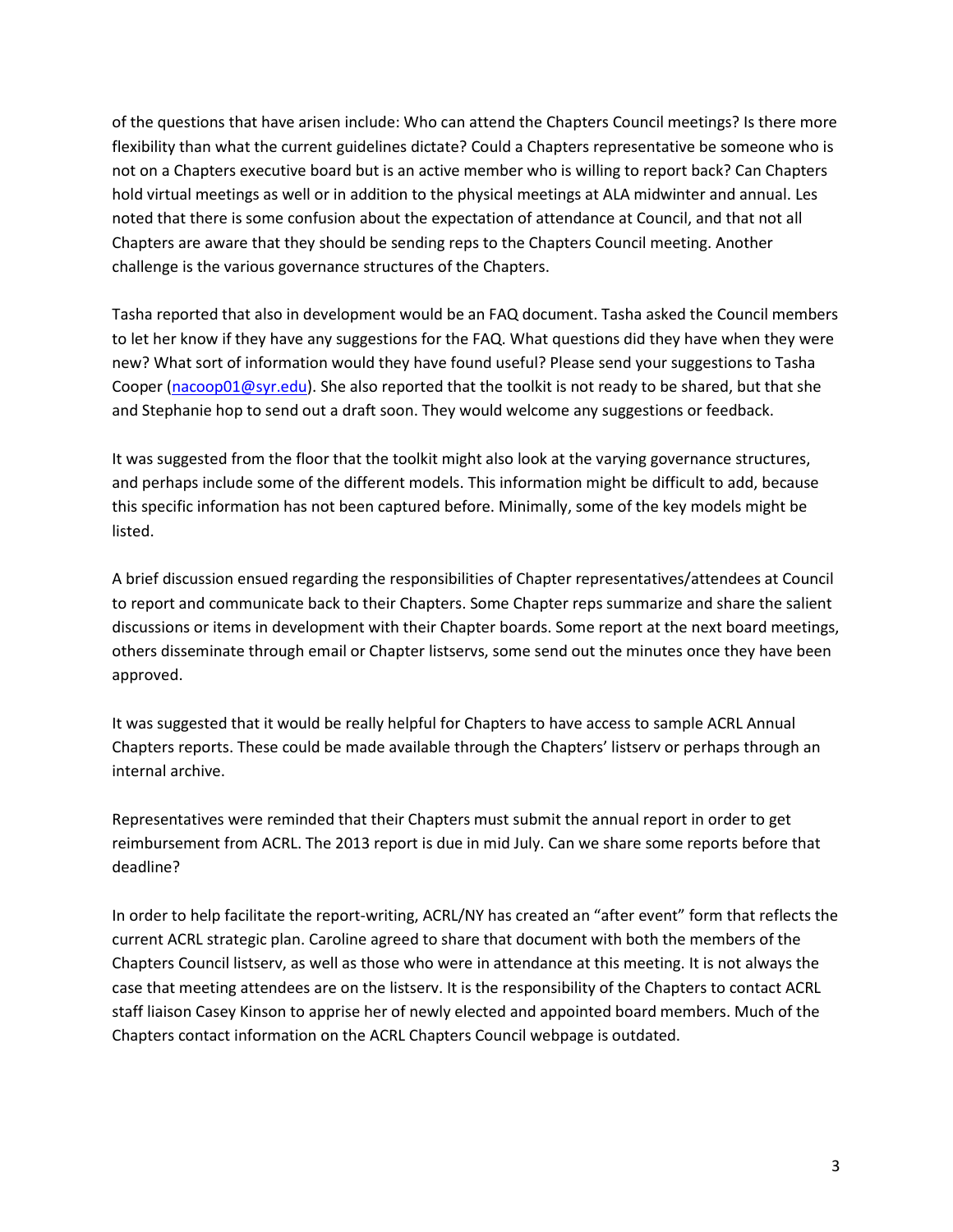of the questions that have arisen include: Who can attend the Chapters Council meetings? Is there more flexibility than what the current guidelines dictate? Could a Chapters representative be someone who is not on a Chapters executive board but is an active member who is willing to report back? Can Chapters hold virtual meetings as well or in addition to the physical meetings at ALA midwinter and annual. Les noted that there is some confusion about the expectation of attendance at Council, and that not all Chapters are aware that they should be sending reps to the Chapters Council meeting. Another challenge is the various governance structures of the Chapters.

Tasha reported that also in development would be an FAQ document. Tasha asked the Council members to let her know if they have any suggestions for the FAQ. What questions did they have when they were new? What sort of information would they have found useful? Please send your suggestions to Tasha Cooper (nacoop01@syr.edu). She also reported that the toolkit is not ready to be shared, but that she and Stephanie hop to send out a draft soon. They would welcome any suggestions or feedback.

It was suggested from the floor that the toolkit might also look at the varying governance structures, and perhaps include some of the different models. This information might be difficult to add, because this specific information has not been captured before. Minimally, some of the key models might be listed.

A brief discussion ensued regarding the responsibilities of Chapter representatives/attendees at Council to report and communicate back to their Chapters. Some Chapter reps summarize and share the salient discussions or items in development with their Chapter boards. Some report at the next board meetings, others disseminate through email or Chapter listservs, some send out the minutes once they have been approved.

It was suggested that it would be really helpful for Chapters to have access to sample ACRL Annual Chapters reports. These could be made available through the Chapters' listserv or perhaps through an internal archive.

Representatives were reminded that their Chapters must submit the annual report in order to get reimbursement from ACRL. The 2013 report is due in mid July. Can we share some reports before that deadline?

In order to help facilitate the report-writing, ACRL/NY has created an "after event" form that reflects the current ACRL strategic plan. Caroline agreed to share that document with both the members of the Chapters Council listserv, as well as those who were in attendance at this meeting. It is not always the case that meeting attendees are on the listserv. It is the responsibility of the Chapters to contact ACRL staff liaison Casey Kinson to apprise her of newly elected and appointed board members. Much of the Chapters contact information on the ACRL Chapters Council webpage is outdated.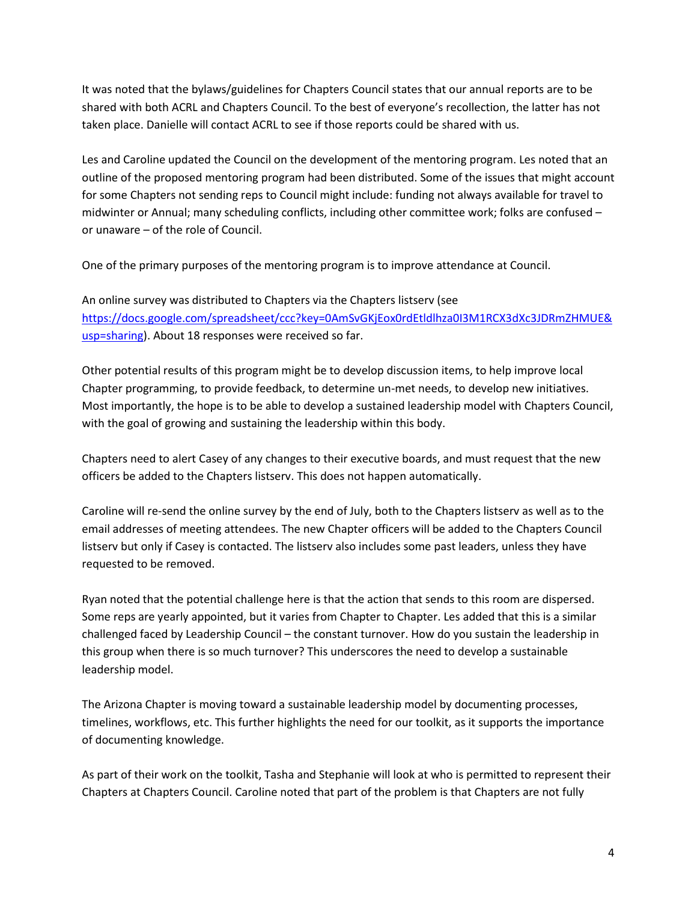It was noted that the bylaws/guidelines for Chapters Council states that our annual reports are to be shared with both ACRL and Chapters Council. To the best of everyone's recollection, the latter has not taken place. Danielle will contact ACRL to see if those reports could be shared with us.

Les and Caroline updated the Council on the development of the mentoring program. Les noted that an outline of the proposed mentoring program had been distributed. Some of the issues that might account for some Chapters not sending reps to Council might include: funding not always available for travel to midwinter or Annual; many scheduling conflicts, including other committee work; folks are confused – or unaware – of the role of Council.

One of the primary purposes of the mentoring program is to improve attendance at Council.

An online survey was distributed to Chapters via the Chapters listserv (see [https://docs.google.com/spreadsheet/ccc?key=0AmSvGKjEox0rdEtldlhza0I3M1RCX3dXc3JDRmZHMUE&usp=sharing](https://docs.google.com/spreadsheet/ccc?key=0AmSvGKjEox0rdEtldlhza0I3M1RCX3dXc3JDRmZHMUE&usp=sharing)). About 18 responses were received so far.

Other potential results of this program might be to develop discussion items, to help improve local Chapter programming, to provide feedback, to determine un-met needs, to develop new initiatives. Most importantly, the hope is to be able to develop a sustained leadership model with Chapters Council, with the goal of growing and sustaining the leadership within this body.

Chapters need to alert Casey of any changes to their executive boards, and must request that the new officers be added to the Chapters listserv. This does not happen automatically.

Caroline will re-send the online survey by the end of July, both to the Chapters listserv as well as to the email addresses of meeting attendees. The new Chapter officers will be added to the Chapters Council listserv but only if Casey is contacted. The listserv also includes some past leaders, unless they have requested to be removed.

Ryan noted that the potential challenge here is that the action that sends to this room are dispersed. Some reps are yearly appointed, but it varies from Chapter to Chapter. Les added that this is a similar challenged faced by Leadership Council – the constant turnover. How do you sustain the leadership in this group when there is so much turnover? This underscores the need to develop a sustainable leadership model.

The Arizona Chapter is moving toward a sustainable leadership model by documenting processes, timelines, workflows, etc. This further highlights the need for our toolkit, as it supports the importance of documenting knowledge.

As part of their work on the toolkit, Tasha and Stephanie will look at who is permitted to represent their Chapters at Chapters Council. Caroline noted that part of the problem is that Chapters are not fully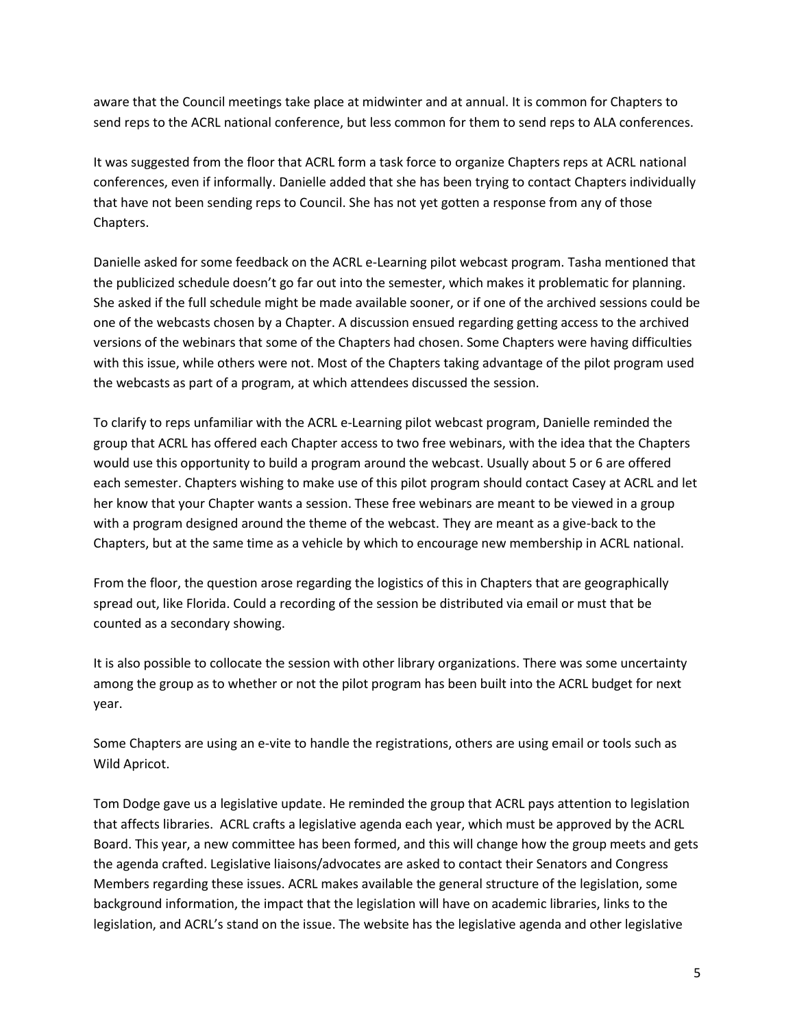aware that the Council meetings take place at midwinter and at annual. It is common for Chapters to send reps to the ACRL national conference, but less common for them to send reps to ALA conferences.

It was suggested from the floor that ACRL form a task force to organize Chapters reps at ACRL national conferences, even if informally. Danielle added that she has been trying to contact Chapters individually that have not been sending reps to Council. She has not yet gotten a response from any of those Chapters.

Danielle asked for some feedback on the ACRL e-Learning pilot webcast program. Tasha mentioned that the publicized schedule doesn't go far out into the semester, which makes it problematic for planning. She asked if the full schedule might be made available sooner, or if one of the archived sessions could be one of the webcasts chosen by a Chapter. A discussion ensued regarding getting access to the archived versions of the webinars that some of the Chapters had chosen. Some Chapters were having difficulties with this issue, while others were not. Most of the Chapters taking advantage of the pilot program used the webcasts as part of a program, at which attendees discussed the session.

To clarify to reps unfamiliar with the ACRL e-Learning pilot webcast program, Danielle reminded the group that ACRL has offered each Chapter access to two free webinars, with the idea that the Chapters would use this opportunity to build a program around the webcast. Usually about 5 or 6 are offered each semester. Chapters wishing to make use of this pilot program should contact Casey at ACRL and let her know that your Chapter wants a session. These free webinars are meant to be viewed in a group with a program designed around the theme of the webcast. They are meant as a give-back to the Chapters, but at the same time as a vehicle by which to encourage new membership in ACRL national.

From the floor, the question arose regarding the logistics of this in Chapters that are geographically spread out, like Florida. Could a recording of the session be distributed via email or must that be counted as a secondary showing.

It is also possible to collocate the session with other library organizations. There was some uncertainty among the group as to whether or not the pilot program has been built into the ACRL budget for next year.

Some Chapters are using an e-vite to handle the registrations, others are using email or tools such as Wild Apricot.

Tom Dodge gave us a legislative update. He reminded the group that ACRL pays attention to legislation that affects libraries. ACRL crafts a legislative agenda each year, which must be approved by the ACRL Board. This year, a new committee has been formed, and this will change how the group meets and gets the agenda crafted. Legislative liaisons/advocates are asked to contact their Senators and Congress Members regarding these issues. ACRL makes available the general structure of the legislation, some background information, the impact that the legislation will have on academic libraries, links to the legislation, and ACRL's stand on the issue. The website has the legislative agenda and other legislative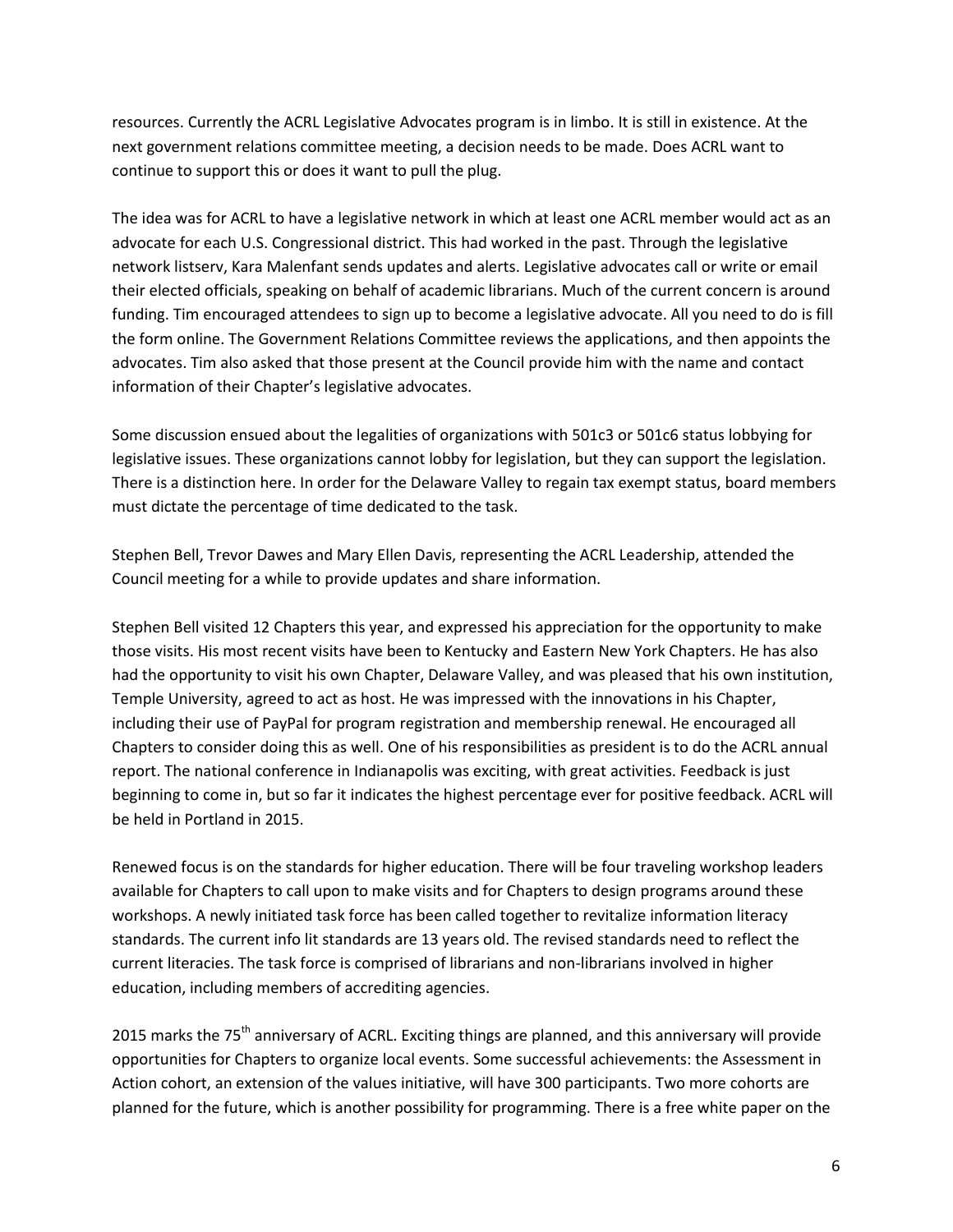resources. Currently the ACRL Legislative Advocates program is in limbo. It is still in existence. At the next government relations committee meeting, a decision needs to be made. Does ACRL want to continue to support this or does it want to pull the plug.

The idea was for ACRL to have a legislative network in which at least one ACRL member would act as an advocate for each U.S. Congressional district. This had worked in the past. Through the legislative network listserv, Kara Malenfant sends updates and alerts. Legislative advocates call or write or email their elected officials, speaking on behalf of academic librarians. Much of the current concern is around funding. Tim encouraged attendees to sign up to become a legislative advocate. All you need to do is fill the form online. The Government Relations Committee reviews the applications, and then appoints the advocates. Tim also asked that those present at the Council provide him with the name and contact information of their Chapter's legislative advocates.

Some discussion ensued about the legalities of organizations with 501c3 or 501c6 status lobbying for legislative issues. These organizations cannot lobby for legislation, but they can support the legislation. There is a distinction here. In order for the Delaware Valley to regain tax exempt status, board members must dictate the percentage of time dedicated to the task.

Stephen Bell, Trevor Dawes and Mary Ellen Davis, representing the ACRL Leadership, attended the Council meeting for a while to provide updates and share information.

Stephen Bell visited 12 Chapters this year, and expressed his appreciation for the opportunity to make those visits. His most recent visits have been to Kentucky and Eastern New York Chapters. He has also had the opportunity to visit his own Chapter, Delaware Valley, and was pleased that his own institution, Temple University, agreed to act as host. He was impressed with the innovations in his Chapter, including their use of PayPal for program registration and membership renewal. He encouraged all Chapters to consider doing this as well. One of his responsibilities as president is to do the ACRL annual report. The national conference in Indianapolis was exciting, with great activities. Feedback is just beginning to come in, but so far it indicates the highest percentage ever for positive feedback. ACRL will be held in Portland in 2015.

Renewed focus is on the standards for higher education. There will be four traveling workshop leaders available for Chapters to call upon to make visits and for Chapters to design programs around these workshops. A newly initiated task force has been called together to revitalize information literacy standards. The current info lit standards are 13 years old. The revised standards need to reflect the current literacies. The task force is comprised of librarians and non-librarians involved in higher education, including members of accrediting agencies.

2015 marks the 75th anniversary of ACRL. Exciting things are planned, and this anniversary will provide opportunities for Chapters to organize local events. Some successful achievements: the Assessment in Action cohort, an extension of the values initiative, will have 300 participants. Two more cohorts are planned for the future, which is another possibility for programming. There is a free white paper on the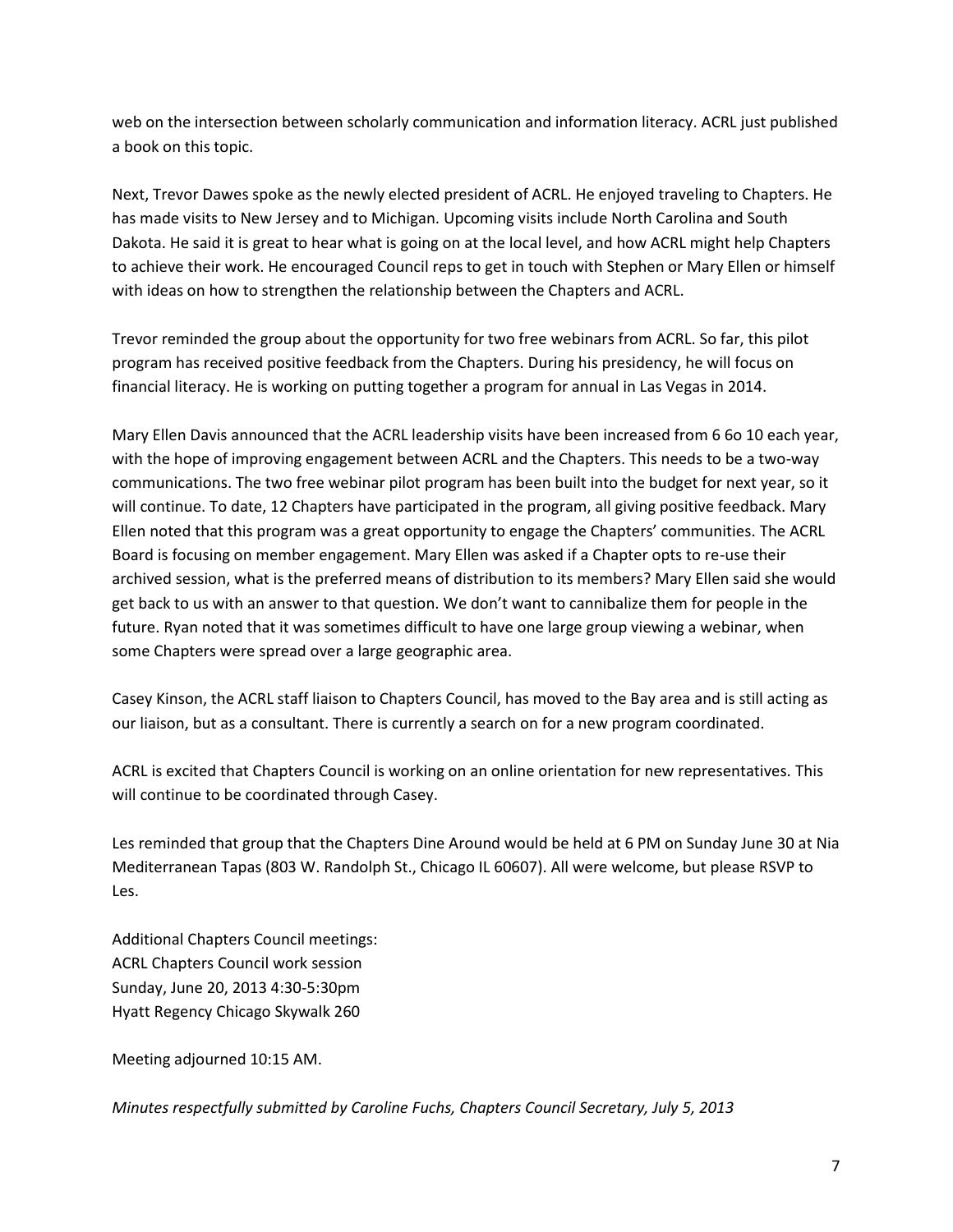web on the intersection between scholarly communication and information literacy. ACRL just published a book on this topic.

Next, Trevor Dawes spoke as the newly elected president of ACRL. He enjoyed traveling to Chapters. He has made visits to New Jersey and to Michigan. Upcoming visits include North Carolina and South Dakota. He said it is great to hear what is going on at the local level, and how ACRL might help Chapters to achieve their work. He encouraged Council reps to get in touch with Stephen or Mary Ellen or himself with ideas on how to strengthen the relationship between the Chapters and ACRL.

Trevor reminded the group about the opportunity for two free webinars from ACRL. So far, this pilot program has received positive feedback from the Chapters. During his presidency, he will focus on financial literacy. He is working on putting together a program for annual in Las Vegas in 2014.

Mary Ellen Davis announced that the ACRL leadership visits have been increased from 6 6o 10 each year, with the hope of improving engagement between ACRL and the Chapters. This needs to be a two-way communications. The two free webinar pilot program has been built into the budget for next year, so it will continue. To date, 12 Chapters have participated in the program, all giving positive feedback. Mary Ellen noted that this program was a great opportunity to engage the Chapters' communities. The ACRL Board is focusing on member engagement. Mary Ellen was asked if a Chapter opts to re-use their archived session, what is the preferred means of distribution to its members? Mary Ellen said she would get back to us with an answer to that question. We don't want to cannibalize them for people in the future. Ryan noted that it was sometimes difficult to have one large group viewing a webinar, when some Chapters were spread over a large geographic area.

Casey Kinson, the ACRL staff liaison to Chapters Council, has moved to the Bay area and is still acting as our liaison, but as a consultant. There is currently a search on for a new program coordinated.

ACRL is excited that Chapters Council is working on an online orientation for new representatives. This will continue to be coordinated through Casey.

Les reminded that group that the Chapters Dine Around would be held at 6 PM on Sunday June 30 at Nia Mediterranean Tapas (803 W. Randolph St., Chicago IL 60607). All were welcome, but please RSVP to Les.

Additional Chapters Council meetings:
ACRL Chapters Council work session
Sunday, June 20, 2013 4:30-5:30pm
Hyatt Regency Chicago Skywalk 260

Meeting adjourned 10:15 AM.

*Minutes respectfully submitted by Caroline Fuchs, Chapters Council Secretary, July 5, 2013*